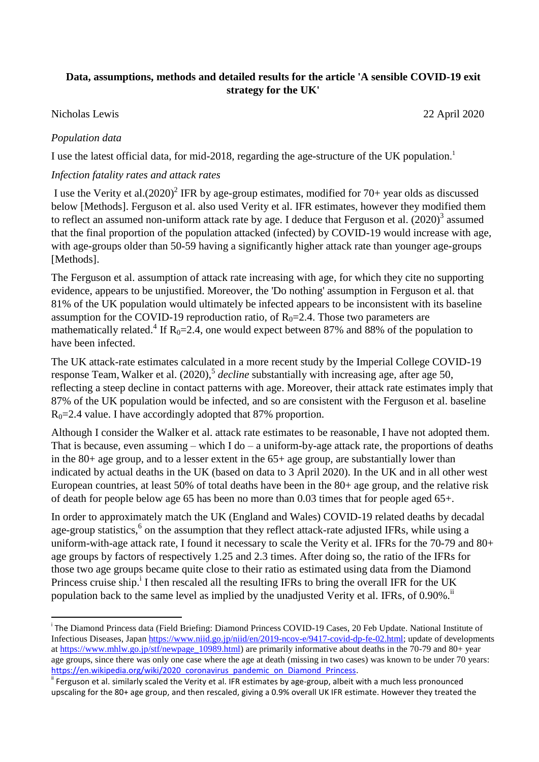**Data, assumptions, methods and detailed results for the article 'A sensible COVID-19 exit strategy for the UK'**

Nicholas Lewis 22 April 2020

*Population data*

I use the latest official data, for mid-2018, regarding the age-structure of the UK population.[1]

*Infection fatality rates and attack rates*

I use the Verity et al.(2020)[2] IFR by age-group estimates, modified for 70+ year olds as discussed below [Methods]. Ferguson et al. also used Verity et al. IFR estimates, however they modified them to reflect an assumed non-uniform attack rate by age. I deduce that Ferguson et al. (2020)[3] assumed that the final proportion of the population attacked (infected) by COVID-19 would increase with age, with age-groups older than 50-59 having a significantly higher attack rate than younger age-groups [Methods].

The Ferguson et al. assumption of attack rate increasing with age, for which they cite no supporting evidence, appears to be unjustified. Moreover, the 'Do nothing' assumption in Ferguson et al. that 81% of the UK population would ultimately be infected appears to be inconsistent with its baseline assumption for the COVID-19 reproduction ratio, of $R_0$=2.4. Those two parameters are mathematically related.[4] If $R_0$=2.4, one would expect between 87% and 88% of the population to have been infected.

The UK attack-rate estimates calculated in a more recent study by the Imperial College COVID-19 response Team, Walker et al. (2020),[5] *decline* substantially with increasing age, after age 50, reflecting a steep decline in contact patterns with age. Moreover, their attack rate estimates imply that 87% of the UK population would be infected, and so are consistent with the Ferguson et al. baseline $R_0$=2.4 value. I have accordingly adopted that 87% proportion.

Although I consider the Walker et al. attack rate estimates to be reasonable, I have not adopted them. That is because, even assuming – which I do – a uniform-by-age attack rate, the proportions of deaths in the 80+ age group, and to a lesser extent in the 65+ age group, are substantially lower than indicated by actual deaths in the UK (based on data to 3 April 2020). In the UK and in all other west European countries, at least 50% of total deaths have been in the 80+ age group, and the relative risk of death for people below age 65 has been no more than 0.03 times that for people aged 65+.

In order to approximately match the UK (England and Wales) COVID-19 related deaths by decadal age-group statistics,[6] on the assumption that they reflect attack-rate adjusted IFRs, while using a uniform-with-age attack rate, I found it necessary to scale the Verity et al. IFRs for the 70-79 and 80+ age groups by factors of respectively 1.25 and 2.3 times. After doing so, the ratio of the IFRs for those two age groups became quite close to their ratio as estimated using data from the Diamond Princess cruise ship.[i] I then rescaled all the resulting IFRs to bring the overall IFR for the UK population back to the same level as implied by the unadjusted Verity et al. IFRs, of 0.90%.[ii]

---

[i] The Diamond Princess data (Field Briefing: Diamond Princess COVID-19 Cases, 20 Feb Update. National Institute of Infectious Diseases, Japan https://www.niid.go.jp/niid/en/2019-ncov-e/9417-covid-dp-fe-02.html; update of developments at https://www.mhlw.go.jp/stf/newpage_10989.html) are primarily informative about deaths in the 70-79 and 80+ year age groups, since there was only one case where the age at death (missing in two cases) was known to be under 70 years: https://en.wikipedia.org/wiki/2020_coronavirus_pandemic_on_Diamond_Princess.

[ii] Ferguson et al. similarly scaled the Verity et al. IFR estimates by age-group, albeit with a much less pronounced upscaling for the 80+ age group, and then rescaled, giving a 0.9% overall UK IFR estimate. However they treated the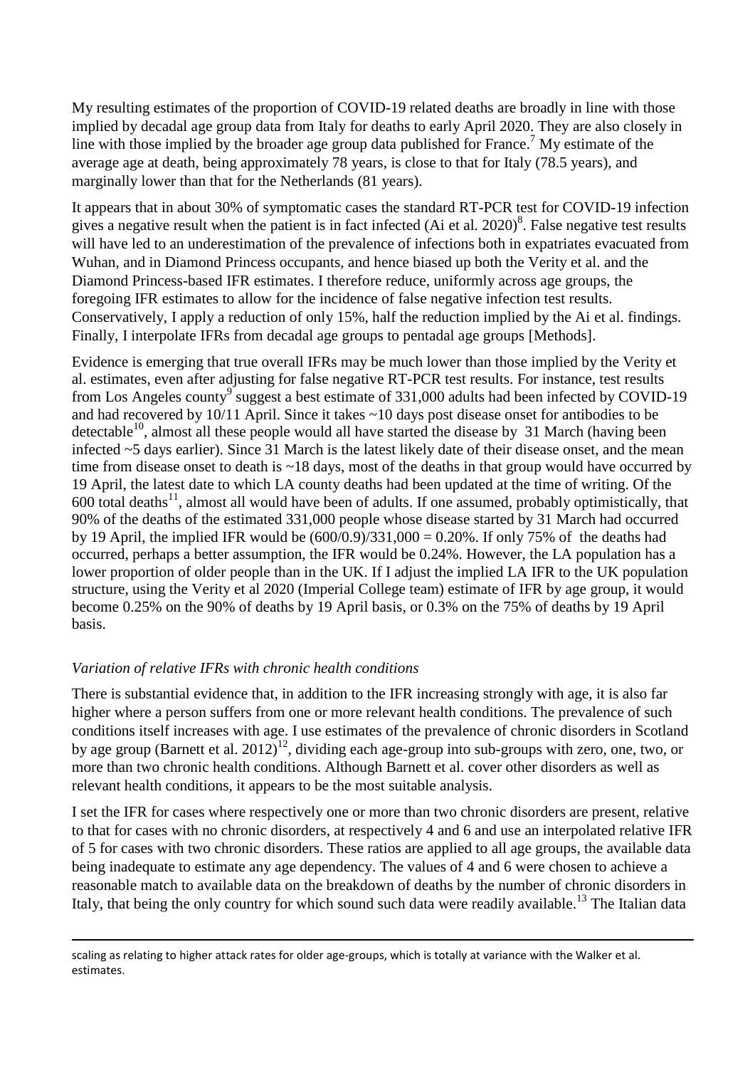My resulting estimates of the proportion of COVID-19 related deaths are broadly in line with those implied by decadal age group data from Italy for deaths to early April 2020. They are also closely in line with those implied by the broader age group data published for France.[7] My estimate of the average age at death, being approximately 78 years, is close to that for Italy (78.5 years), and marginally lower than that for the Netherlands (81 years).

It appears that in about 30% of symptomatic cases the standard RT-PCR test for COVID-19 infection gives a negative result when the patient is in fact infected (Ai et al. 2020)[8]. False negative test results will have led to an underestimation of the prevalence of infections both in expatriates evacuated from Wuhan, and in Diamond Princess occupants, and hence biased up both the Verity et al. and the Diamond Princess-based IFR estimates. I therefore reduce, uniformly across age groups, the foregoing IFR estimates to allow for the incidence of false negative infection test results. Conservatively, I apply a reduction of only 15%, half the reduction implied by the Ai et al. findings. Finally, I interpolate IFRs from decadal age groups to pentadal age groups [Methods].

Evidence is emerging that true overall IFRs may be much lower than those implied by the Verity et al. estimates, even after adjusting for false negative RT-PCR test results. For instance, test results from Los Angeles county[9] suggest a best estimate of 331,000 adults had been infected by COVID-19 and had recovered by 10/11 April. Since it takes ~10 days post disease onset for antibodies to be detectable[10], almost all these people would all have started the disease by 31 March (having been infected ~5 days earlier). Since 31 March is the latest likely date of their disease onset, and the mean time from disease onset to death is ~18 days, most of the deaths in that group would have occurred by 19 April, the latest date to which LA county deaths had been updated at the time of writing. Of the 600 total deaths[11], almost all would have been of adults. If one assumed, probably optimistically, that 90% of the deaths of the estimated 331,000 people whose disease started by 31 March had occurred by 19 April, the implied IFR would be $(600/0.9)/331{,}000 = 0.20\%$. If only 75% of the deaths had occurred, perhaps a better assumption, the IFR would be 0.24%. However, the LA population has a lower proportion of older people than in the UK. If I adjust the implied LA IFR to the UK population structure, using the Verity et al 2020 (Imperial College team) estimate of IFR by age group, it would become 0.25% on the 90% of deaths by 19 April basis, or 0.3% on the 75% of deaths by 19 April basis.

### *Variation of relative IFRs with chronic health conditions*

There is substantial evidence that, in addition to the IFR increasing strongly with age, it is also far higher where a person suffers from one or more relevant health conditions. The prevalence of such conditions itself increases with age. I use estimates of the prevalence of chronic disorders in Scotland by age group (Barnett et al. 2012)[12], dividing each age-group into sub-groups with zero, one, two, or more than two chronic health conditions. Although Barnett et al. cover other disorders as well as relevant health conditions, it appears to be the most suitable analysis.

I set the IFR for cases where respectively one or more than two chronic disorders are present, relative to that for cases with no chronic disorders, at respectively 4 and 6 and use an interpolated relative IFR of 5 for cases with two chronic disorders. These ratios are applied to all age groups, the available data being inadequate to estimate any age dependency. The values of 4 and 6 were chosen to achieve a reasonable match to available data on the breakdown of deaths by the number of chronic disorders in Italy, that being the only country for which sound such data were readily available.[13] The Italian data

---

scaling as relating to higher attack rates for older age-groups, which is totally at variance with the Walker et al. estimates.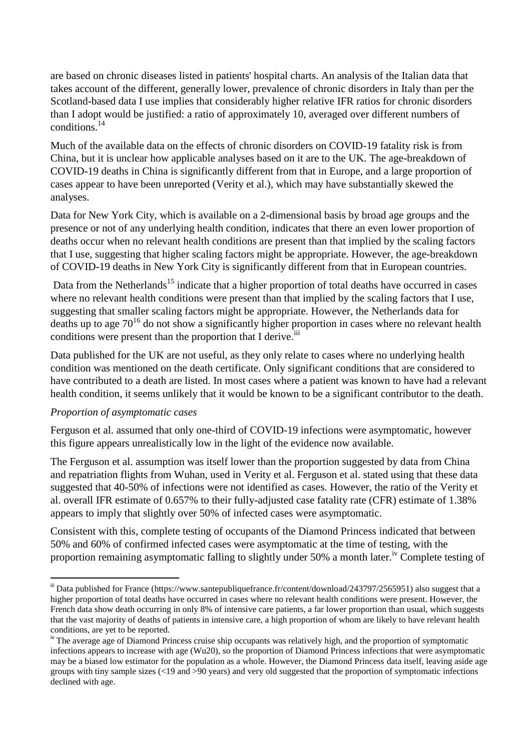are based on chronic diseases listed in patients' hospital charts. An analysis of the Italian data that takes account of the different, generally lower, prevalence of chronic disorders in Italy than per the Scotland-based data I use implies that considerably higher relative IFR ratios for chronic disorders than I adopt would be justified: a ratio of approximately 10, averaged over different numbers of conditions.[14]

Much of the available data on the effects of chronic disorders on COVID-19 fatality risk is from China, but it is unclear how applicable analyses based on it are to the UK. The age-breakdown of COVID-19 deaths in China is significantly different from that in Europe, and a large proportion of cases appear to have been unreported (Verity et al.), which may have substantially skewed the analyses.

Data for New York City, which is available on a 2-dimensional basis by broad age groups and the presence or not of any underlying health condition, indicates that there an even lower proportion of deaths occur when no relevant health conditions are present than that implied by the scaling factors that I use, suggesting that higher scaling factors might be appropriate. However, the age-breakdown of COVID-19 deaths in New York City is significantly different from that in European countries.

Data from the Netherlands[15] indicate that a higher proportion of total deaths have occurred in cases where no relevant health conditions were present than that implied by the scaling factors that I use, suggesting that smaller scaling factors might be appropriate. However, the Netherlands data for deaths up to age 70[16] do not show a significantly higher proportion in cases where no relevant health conditions were present than the proportion that I derive.[iii]

Data published for the UK are not useful, as they only relate to cases where no underlying health condition was mentioned on the death certificate. Only significant conditions that are considered to have contributed to a death are listed. In most cases where a patient was known to have had a relevant health condition, it seems unlikely that it would be known to be a significant contributor to the death.

*Proportion of asymptomatic cases*

Ferguson et al. assumed that only one-third of COVID-19 infections were asymptomatic, however this figure appears unrealistically low in the light of the evidence now available.

The Ferguson et al. assumption was itself lower than the proportion suggested by data from China and repatriation flights from Wuhan, used in Verity et al. Ferguson et al. stated using that these data suggested that 40-50% of infections were not identified as cases. However, the ratio of the Verity et al. overall IFR estimate of 0.657% to their fully-adjusted case fatality rate (CFR) estimate of 1.38% appears to imply that slightly over 50% of infected cases were asymptomatic.

Consistent with this, complete testing of occupants of the Diamond Princess indicated that between 50% and 60% of confirmed infected cases were asymptomatic at the time of testing, with the proportion remaining asymptomatic falling to slightly under 50% a month later.[iv] Complete testing of

---

[iii] Data published for France (https://www.santepubliquefrance.fr/content/download/243797/2565951) also suggest that a higher proportion of total deaths have occurred in cases where no relevant health conditions were present. However, the French data show death occurring in only 8% of intensive care patients, a far lower proportion than usual, which suggests that the vast majority of deaths of patients in intensive care, a high proportion of whom are likely to have relevant health conditions, are yet to be reported.

[iv] The average age of Diamond Princess cruise ship occupants was relatively high, and the proportion of symptomatic infections appears to increase with age (Wu20), so the proportion of Diamond Princess infections that were asymptomatic may be a biased low estimator for the population as a whole. However, the Diamond Princess data itself, leaving aside age groups with tiny sample sizes (<19 and >90 years) and very old suggested that the proportion of symptomatic infections declined with age.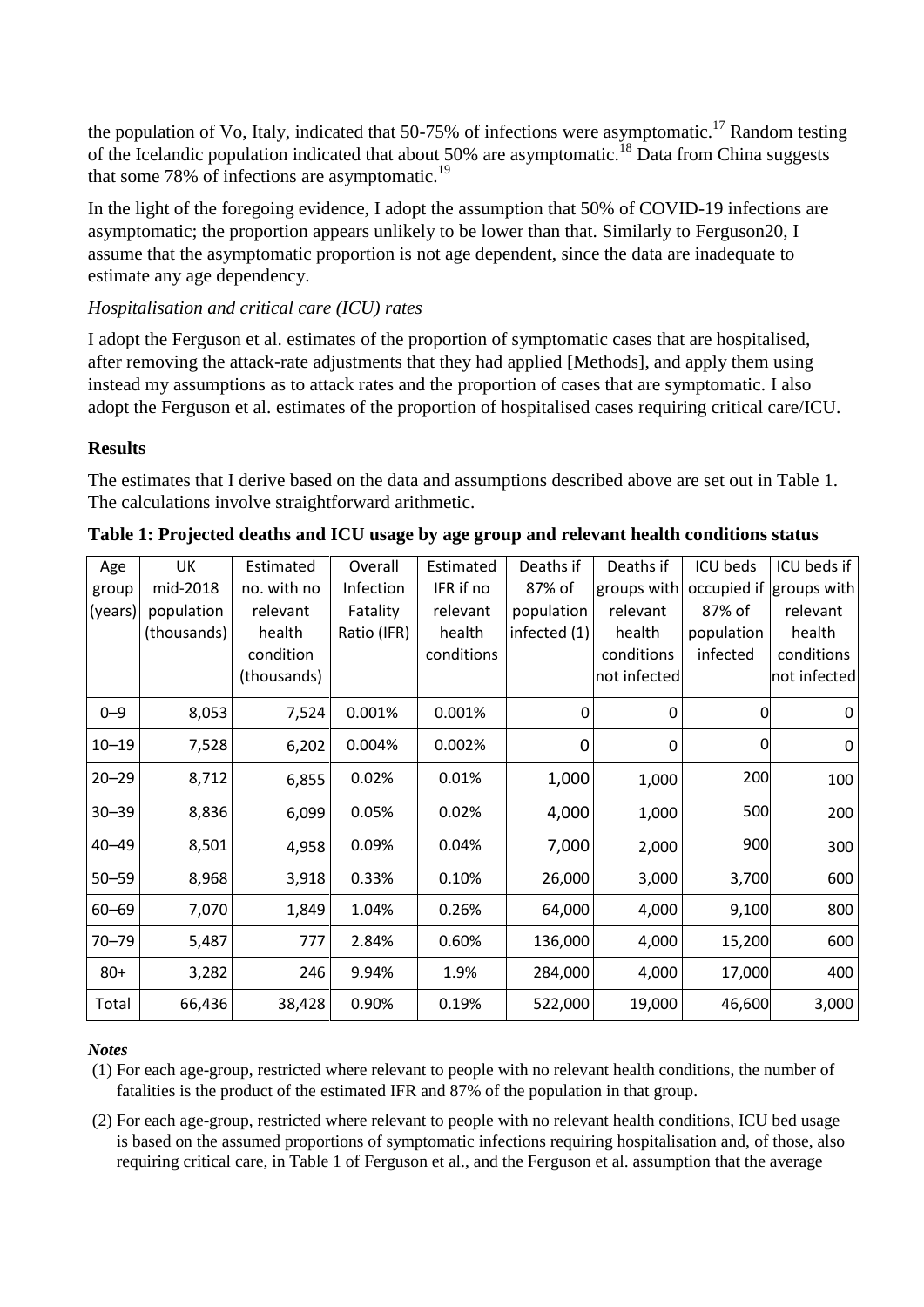the population of Vo, Italy, indicated that 50-75% of infections were asymptomatic.[17] Random testing of the Icelandic population indicated that about 50% are asymptomatic.[18] Data from China suggests that some 78% of infections are asymptomatic.[19]

In the light of the foregoing evidence, I adopt the assumption that 50% of COVID-19 infections are asymptomatic; the proportion appears unlikely to be lower than that. Similarly to Ferguson20, I assume that the asymptomatic proportion is not age dependent, since the data are inadequate to estimate any age dependency.

*Hospitalisation and critical care (ICU) rates*

I adopt the Ferguson et al. estimates of the proportion of symptomatic cases that are hospitalised, after removing the attack-rate adjustments that they had applied [Methods], and apply them using instead my assumptions as to attack rates and the proportion of cases that are symptomatic. I also adopt the Ferguson et al. estimates of the proportion of hospitalised cases requiring critical care/ICU.

## Results

The estimates that I derive based on the data and assumptions described above are set out in Table 1. The calculations involve straightforward arithmetic.

**Table 1: Projected deaths and ICU usage by age group and relevant health conditions status**

| Age group (years) | UK mid-2018 population (thousands) | Estimated no. with no relevant health condition (thousands) | Overall Infection Fatality Ratio (IFR) | Estimated IFR if no relevant health conditions | Deaths if 87% of population infected (1) | Deaths if groups with relevant health conditions not infected | ICU beds occupied if 87% of population infected | ICU beds if groups with relevant health conditions not infected |
|---|---|---|---|---|---|---|---|---|
| 0–9 | 8,053 | 7,524 | 0.001% | 0.001% | 0 | 0 | 0 | 0 |
| 10–19 | 7,528 | 6,202 | 0.004% | 0.002% | 0 | 0 | 0 | 0 |
| 20–29 | 8,712 | 6,855 | 0.02% | 0.01% | 1,000 | 1,000 | 200 | 100 |
| 30–39 | 8,836 | 6,099 | 0.05% | 0.02% | 4,000 | 1,000 | 500 | 200 |
| 40–49 | 8,501 | 4,958 | 0.09% | 0.04% | 7,000 | 2,000 | 900 | 300 |
| 50–59 | 8,968 | 3,918 | 0.33% | 0.10% | 26,000 | 3,000 | 3,700 | 600 |
| 60–69 | 7,070 | 1,849 | 1.04% | 0.26% | 64,000 | 4,000 | 9,100 | 800 |
| 70–79 | 5,487 | 777 | 2.84% | 0.60% | 136,000 | 4,000 | 15,200 | 600 |
| 80+ | 3,282 | 246 | 9.94% | 1.9% | 284,000 | 4,000 | 17,000 | 400 |
| Total | 66,436 | 38,428 | 0.90% | 0.19% | 522,000 | 19,000 | 46,600 | 3,000 |

***Notes***

(1) For each age-group, restricted where relevant to people with no relevant health conditions, the number of fatalities is the product of the estimated IFR and 87% of the population in that group.

(2) For each age-group, restricted where relevant to people with no relevant health conditions, ICU bed usage is based on the assumed proportions of symptomatic infections requiring hospitalisation and, of those, also requiring critical care, in Table 1 of Ferguson et al., and the Ferguson et al. assumption that the average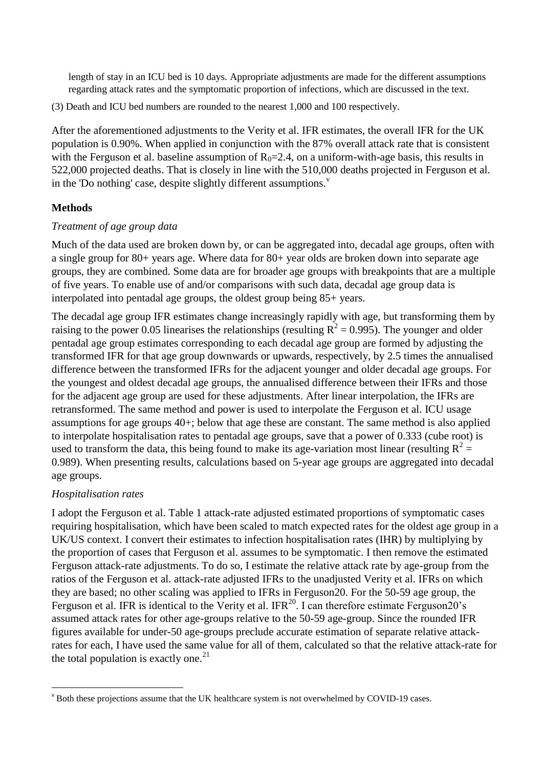length of stay in an ICU bed is 10 days. Appropriate adjustments are made for the different assumptions regarding attack rates and the symptomatic proportion of infections, which are discussed in the text.

(3) Death and ICU bed numbers are rounded to the nearest 1,000 and 100 respectively.

After the aforementioned adjustments to the Verity et al. IFR estimates, the overall IFR for the UK population is 0.90%. When applied in conjunction with the 87% overall attack rate that is consistent with the Ferguson et al. baseline assumption of $R_0$=2.4, on a uniform-with-age basis, this results in 522,000 projected deaths. That is closely in line with the 510,000 deaths projected in Ferguson et al. in the 'Do nothing' case, despite slightly different assumptions.[v]

## Methods

### *Treatment of age group data*

Much of the data used are broken down by, or can be aggregated into, decadal age groups, often with a single group for 80+ years age. Where data for 80+ year olds are broken down into separate age groups, they are combined. Some data are for broader age groups with breakpoints that are a multiple of five years. To enable use of and/or comparisons with such data, decadal age group data is interpolated into pentadal age groups, the oldest group being 85+ years.

The decadal age group IFR estimates change increasingly rapidly with age, but transforming them by raising to the power 0.05 linearises the relationships (resulting $R^2 = 0.995$). The younger and older pentadal age group estimates corresponding to each decadal age group are formed by adjusting the transformed IFR for that age group downwards or upwards, respectively, by 2.5 times the annualised difference between the transformed IFRs for the adjacent younger and older decadal age groups. For the youngest and oldest decadal age groups, the annualised difference between their IFRs and those for the adjacent age group are used for these adjustments. After linear interpolation, the IFRs are retransformed. The same method and power is used to interpolate the Ferguson et al. ICU usage assumptions for age groups 40+; below that age these are constant. The same method is also applied to interpolate hospitalisation rates to pentadal age groups, save that a power of 0.333 (cube root) is used to transform the data, this being found to make its age-variation most linear (resulting $R^2 = 0.989$). When presenting results, calculations based on 5-year age groups are aggregated into decadal age groups.

### *Hospitalisation rates*

I adopt the Ferguson et al. Table 1 attack-rate adjusted estimated proportions of symptomatic cases requiring hospitalisation, which have been scaled to match expected rates for the oldest age group in a UK/US context. I convert their estimates to infection hospitalisation rates (IHR) by multiplying by the proportion of cases that Ferguson et al. assumes to be symptomatic. I then remove the estimated Ferguson attack-rate adjustments. To do so, I estimate the relative attack rate by age-group from the ratios of the Ferguson et al. attack-rate adjusted IFRs to the unadjusted Verity et al. IFRs on which they are based; no other scaling was applied to IFRs in Ferguson20. For the 50-59 age group, the Ferguson et al. IFR is identical to the Verity et al. IFR[20]. I can therefore estimate Ferguson20's assumed attack rates for other age-groups relative to the 50-59 age-group. Since the rounded IFR figures available for under-50 age-groups preclude accurate estimation of separate relative attack-rates for each, I have used the same value for all of them, calculated so that the relative attack-rate for the total population is exactly one.[21]

---

[v] Both these projections assume that the UK healthcare system is not overwhelmed by COVID-19 cases.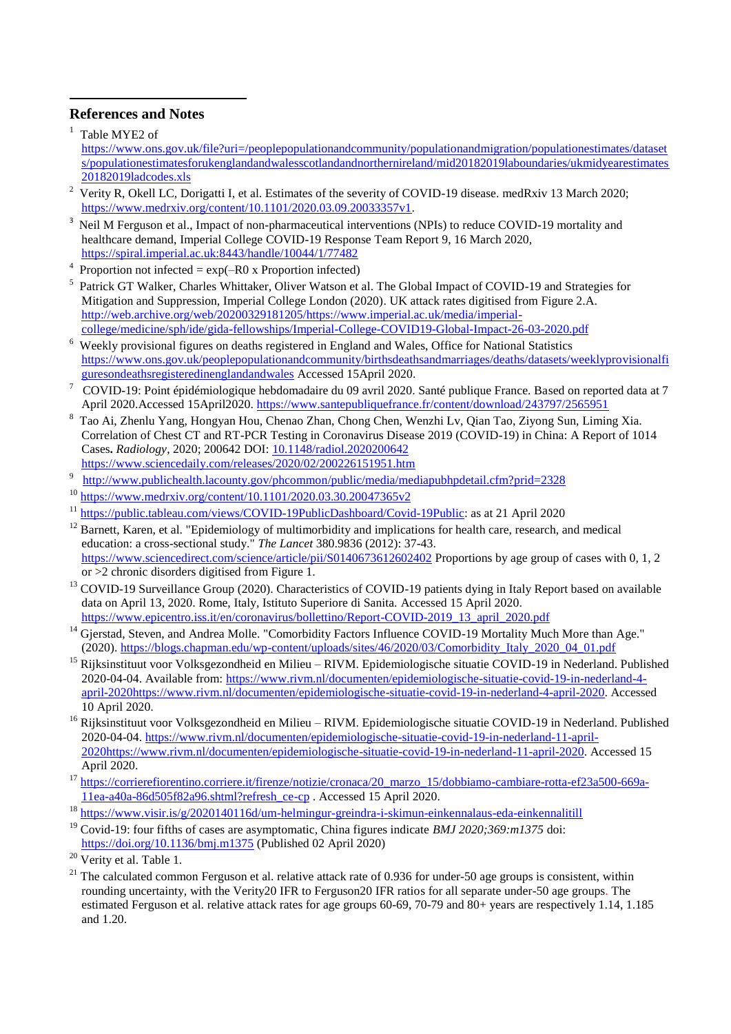## References and Notes

1. Table MYE2 of https://www.ons.gov.uk/file?uri=/peoplepopulationandcommunity/populationandmigration/populationestimates/datasets/populationestimatesforukenglandandwalesscotlandandnorthernireland/mid20182019laboundaries/ukmidyearestimates20182019ladcodes.xls
2. Verity R, Okell LC, Dorigatti I, et al. Estimates of the severity of COVID-19 disease. medRxiv 13 March 2020; https://www.medrxiv.org/content/10.1101/2020.03.09.20033357v1.
3. Neil M Ferguson et al., Impact of non-pharmaceutical interventions (NPIs) to reduce COVID-19 mortality and healthcare demand, Imperial College COVID-19 Response Team Report 9, 16 March 2020, https://spiral.imperial.ac.uk:8443/handle/10044/1/77482
4. Proportion not infected = exp(–R0 x Proportion infected)
5. Patrick GT Walker, Charles Whittaker, Oliver Watson et al. The Global Impact of COVID-19 and Strategies for Mitigation and Suppression, Imperial College London (2020). UK attack rates digitised from Figure 2.A. http://web.archive.org/web/20200329181205/https://www.imperial.ac.uk/media/imperial-college/medicine/sph/ide/gida-fellowships/Imperial-College-COVID19-Global-Impact-26-03-2020.pdf
6. Weekly provisional figures on deaths registered in England and Wales, Office for National Statistics https://www.ons.gov.uk/peoplepopulationandcommunity/birthsdeathsandmarriages/deaths/datasets/weeklyprovisionalfiguresondeathsregisteredinenglandandwales Accessed 15April 2020.
7. COVID-19: Point épidémiologique hebdomadaire du 09 avril 2020. Santé publique France. Based on reported data at 7 April 2020.Accessed 15April2020. https://www.santepubliquefrance.fr/content/download/243797/2565951
8. Tao Ai, Zhenlu Yang, Hongyan Hou, Chenao Zhan, Chong Chen, Wenzhi Lv, Qian Tao, Ziyong Sun, Liming Xia. Correlation of Chest CT and RT-PCR Testing in Coronavirus Disease 2019 (COVID-19) in China: A Report of 1014 Cases**.** *Radiology*, 2020; 200642 DOI: 10.1148/radiol.2020200642 https://www.sciencedaily.com/releases/2020/02/200226151951.htm
9. http://www.publichealth.lacounty.gov/phcommon/public/media/mediapubhpdetail.cfm?prid=2328
10. https://www.medrxiv.org/content/10.1101/2020.03.30.20047365v2
11. https://public.tableau.com/views/COVID-19PublicDashboard/Covid-19Public: as at 21 April 2020
12. Barnett, Karen, et al. "Epidemiology of multimorbidity and implications for health care, research, and medical education: a cross-sectional study." *The Lancet* 380.9836 (2012): 37-43. https://www.sciencedirect.com/science/article/pii/S0140673612602402 Proportions by age group of cases with 0, 1, 2 or >2 chronic disorders digitised from Figure 1.
13. COVID-19 Surveillance Group (2020). Characteristics of COVID-19 patients dying in Italy Report based on available data on April 13, 2020. Rome, Italy, Istituto Superiore di Sanita. Accessed 15 April 2020. https://www.epicentro.iss.it/en/coronavirus/bollettino/Report-COVID-2019_13_april_2020.pdf
14. Gjerstad, Steven, and Andrea Molle. "Comorbidity Factors Influence COVID-19 Mortality Much More than Age." (2020). https://blogs.chapman.edu/wp-content/uploads/sites/46/2020/03/Comorbidity_Italy_2020_04_01.pdf
15. Rijksinstituut voor Volksgezondheid en Milieu – RIVM. Epidemiologische situatie COVID-19 in Nederland. Published 2020-04-04. Available from: https://www.rivm.nl/documenten/epidemiologische-situatie-covid-19-in-nederland-4-april-2020https://www.rivm.nl/documenten/epidemiologische-situatie-covid-19-in-nederland-4-april-2020. Accessed 10 April 2020.
16. Rijksinstituut voor Volksgezondheid en Milieu – RIVM. Epidemiologische situatie COVID-19 in Nederland. Published 2020-04-04. https://www.rivm.nl/documenten/epidemiologische-situatie-covid-19-in-nederland-11-april-2020https://www.rivm.nl/documenten/epidemiologische-situatie-covid-19-in-nederland-11-april-2020. Accessed 15 April 2020.
17. https://corrierefiorentino.corriere.it/firenze/notizie/cronaca/20_marzo_15/dobbiamo-cambiare-rotta-ef23a500-669a-11ea-a40a-86d505f82a96.shtml?refresh_ce-cp . Accessed 15 April 2020.
18. https://www.visir.is/g/2020140116d/um-helmingur-greindra-i-skimun-einkennalaus-eda-einkennalitill
19. Covid-19: four fifths of cases are asymptomatic, China figures indicate *BMJ 2020;369:m1375* doi: https://doi.org/10.1136/bmj.m1375 (Published 02 April 2020)
20. Verity et al. Table 1.
21. The calculated common Ferguson et al. relative attack rate of 0.936 for under-50 age groups is consistent, within rounding uncertainty, with the Verity20 IFR to Ferguson20 IFR ratios for all separate under-50 age groups. The estimated Ferguson et al. relative attack rates for age groups 60-69, 70-79 and 80+ years are respectively 1.14, 1.185 and 1.20.